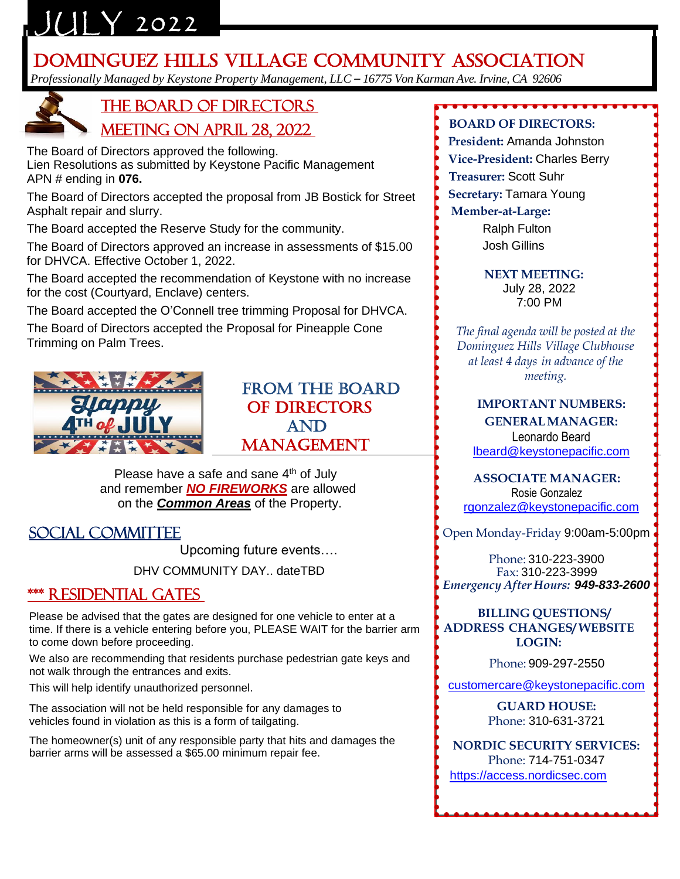# JULY 2022

# DOMINGUEZ HILLS VILLAGE COMMUNITY ASSOCIATION

*Professionally Managed by Keystone Property Management, LLC – 16775 Von Karman Ave. Irvine, CA 92606*

## THE BOARD OF DIRECTORS MEETING ON APRIL 28, 2022

The Board of Directors approved the following.
Lien Resolutions as submitted by Keystone Pacific Management
APN # ending in **076.**

The Board of Directors accepted the proposal from JB Bostick for Street Asphalt repair and slurry.

The Board accepted the Reserve Study for the community.

The Board of Directors approved an increase in assessments of $15.00 for DHVCA. Effective October 1, 2022.

The Board accepted the recommendation of Keystone with no increase for the cost (Courtyard, Enclave) centers.

The Board accepted the O'Connell tree trimming Proposal for DHVCA.

The Board of Directors accepted the Proposal for Pineapple Cone Trimming on Palm Trees.

## FROM THE BOARD OF DIRECTORS AND MANAGEMENT

Please have a safe and sane 4th of July and remember ***NO FIREWORKS*** are allowed on the ***Common Areas*** of the Property.

## SOCIAL COMMITTEE

Upcoming future events….

DHV COMMUNITY DAY.. dateTBD

## *** RESIDENTIAL GATES

Please be advised that the gates are designed for one vehicle to enter at a time. If there is a vehicle entering before you, PLEASE WAIT for the barrier arm to come down before proceeding.

We also are recommending that residents purchase pedestrian gate keys and not walk through the entrances and exits.

This will help identify unauthorized personnel.

The association will not be held responsible for any damages to vehicles found in violation as this is a form of tailgating.

The homeowner(s) unit of any responsible party that hits and damages the barrier arms will be assessed a $65.00 minimum repair fee.

---

**BOARD OF DIRECTORS:**

**President:** Amanda Johnston
**Vice-President:** Charles Berry
**Treasurer:** Scott Suhr
**Secretary:** Tamara Young
**Member-at-Large:**
Ralph Fulton
Josh Gillins

**NEXT MEETING:**
July 28, 2022
7:00 PM

*The final agenda will be posted at the Dominguez Hills Village Clubhouse at least 4 days in advance of the meeting.*

**IMPORTANT NUMBERS:**

**GENERAL MANAGER:**
Leonardo Beard
lbeard@keystonepacific.com

**ASSOCIATE MANAGER:**
Rosie Gonzalez
rgonzalez@keystonepacific.com

Open Monday-Friday 9:00am-5:00pm

Phone: 310-223-3900
Fax: 310-223-3999
*Emergency After Hours:* ***949-833-2600***

**BILLING QUESTIONS/ ADDRESS CHANGES/ WEBSITE LOGIN:**

Phone: 909-297-2550

customercare@keystonepacific.com

**GUARD HOUSE:**
Phone: 310-631-3721

**NORDIC SECURITY SERVICES:**
Phone: 714-751-0347
https://access.nordicsec.com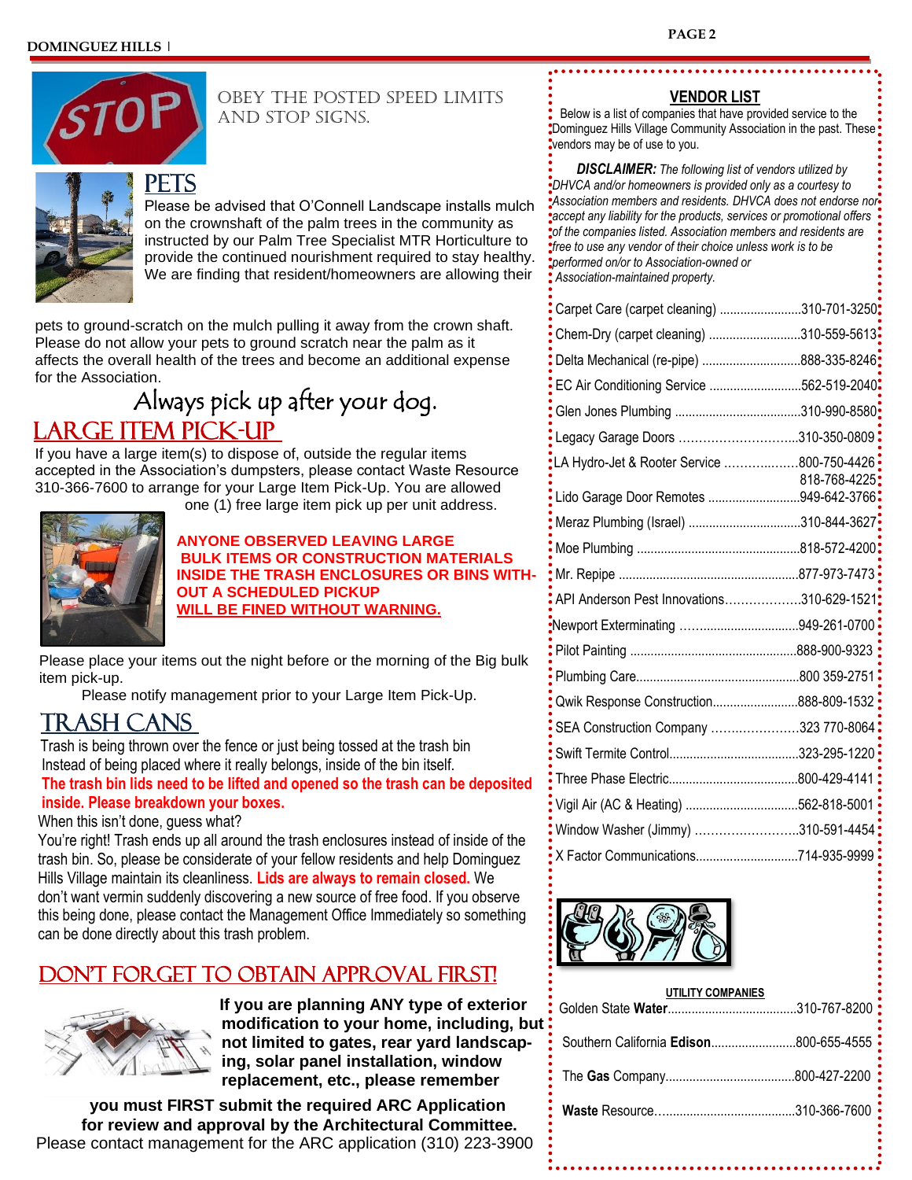OBEY THE POSTED SPEED LIMITS AND STOP SIGNS.

## PETS

Please be advised that O'Connell Landscape installs mulch on the crownshaft of the palm trees in the community as instructed by our Palm Tree Specialist MTR Horticulture to provide the continued nourishment required to stay healthy. We are finding that resident/homeowners are allowing their pets to ground-scratch on the mulch pulling it away from the crown shaft. Please do not allow your pets to ground scratch near the palm as it affects the overall health of the trees and become an additional expense for the Association.

Always pick up after your dog.

## LARGE ITEM PICK-UP

If you have a large item(s) to dispose of, outside the regular items accepted in the Association's dumpsters, please contact Waste Resource 310-366-7600 to arrange for your Large Item Pick-Up. You are allowed one (1) free large item pick up per unit address.

**ANYONE OBSERVED LEAVING LARGE BULK ITEMS OR CONSTRUCTION MATERIALS INSIDE THE TRASH ENCLOSURES OR BINS WITH-OUT A SCHEDULED PICKUP WILL BE FINED WITHOUT WARNING.**

Please place your items out the night before or the morning of the Big bulk item pick-up.

Please notify management prior to your Large Item Pick-Up.

## TRASH CANS

Trash is being thrown over the fence or just being tossed at the trash bin Instead of being placed where it really belongs, inside of the bin itself.

**The trash bin lids need to be lifted and opened so the trash can be deposited inside. Please breakdown your boxes.**

When this isn't done, guess what?

You're right! Trash ends up all around the trash enclosures instead of inside of the trash bin. So, please be considerate of your fellow residents and help Dominguez Hills Village maintain its cleanliness. **Lids are always to remain closed.** We don't want vermin suddenly discovering a new source of free food. If you observe this being done, please contact the Management Office Immediately so something can be done directly about this trash problem.

## DON'T FORGET TO OBTAIN APPROVAL FIRST!

**If you are planning ANY type of exterior modification to your home, including, but not limited to gates, rear yard landscaping, solar panel installation, window replacement, etc., please remember you must FIRST submit the required ARC Application for review and approval by the Architectural Committee.**

Please contact management for the ARC application (310) 223-3900

## VENDOR LIST

Below is a list of companies that have provided service to the Dominguez Hills Village Community Association in the past. These vendors may be of use to you.

***DISCLAIMER:*** *The following list of vendors utilized by DHVCA and/or homeowners is provided only as a courtesy to Association members and residents. DHVCA does not endorse nor accept any liability for the products, services or promotional offers of the companies listed. Association members and residents are free to use any vendor of their choice unless work is to be performed on/or to Association-owned or Association-maintained property.*

| | |
|---|---|
| Carpet Care (carpet cleaning) | 310-701-3250 |
| Chem-Dry (carpet cleaning) | 310-559-5613 |
| Delta Mechanical (re-pipe) | 888-335-8246 |
| EC Air Conditioning Service | 562-519-2040 |
| Glen Jones Plumbing | 310-990-8580 |
| Legacy Garage Doors | 310-350-0809 |
| LA Hydro-Jet & Rooter Service | 800-750-4426<br>818-768-4225 |
| Lido Garage Door Remotes | 949-642-3766 |
| Meraz Plumbing (Israel) | 310-844-3627 |
| Moe Plumbing | 818-572-4200 |
| Mr. Repipe | 877-973-7473 |
| API Anderson Pest Innovations | 310-629-1521 |
| Newport Exterminating | 949-261-0700 |
| Pilot Painting | 888-900-9323 |
| Plumbing Care | 800 359-2751 |
| Qwik Response Construction | 888-809-1532 |
| SEA Construction Company | 323 770-8064 |
| Swift Termite Control | 323-295-1220 |
| Three Phase Electric | 800-429-4141 |
| Vigil Air (AC & Heating) | 562-818-5001 |
| Window Washer (Jimmy) | 310-591-4454 |
| X Factor Communications | 714-935-9999 |

### UTILITY COMPANIES

| | |
|---|---|
| Golden State **Water** | 310-767-8200 |
| Southern California **Edison** | 800-655-4555 |
| The **Gas** Company | 800-427-2200 |
| **Waste** Resource | 310-366-7600 |